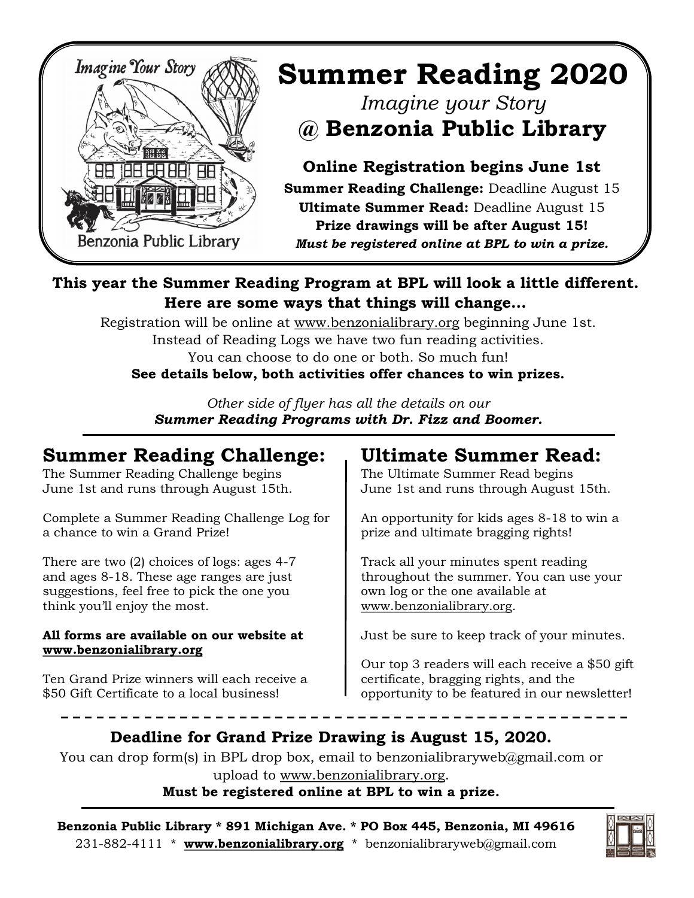# Summary Reading 2020

*Imagine your Story*

## @ Benzonia Public Library

**Online Registration begins June 1st**

**Summer Reading Challenge:** Deadline August 15

**Ultimate Summer Read:** Deadline August 15

**Prize drawings will be after August 15!**

***Must be registered online at BPL to win a prize.***

**This year the Summer Reading Program at BPL will look a little different. Here are some ways that things will change…**

Registration will be online at www.benzonialibrary.org beginning June 1st.
Instead of Reading Logs we have two fun reading activities.
You can choose to do one or both. So much fun!
**See details below, both activities offer chances to win prizes.**

*Other side of flyer has all the details on our*
***Summer Reading Programs with Dr. Fizz and Boomer.***

## Summer Reading Challenge:

The Summer Reading Challenge begins June 1st and runs through August 15th.

Complete a Summer Reading Challenge Log for a chance to win a Grand Prize!

There are two (2) choices of logs: ages 4-7 and ages 8-18. These age ranges are just suggestions, feel free to pick the one you think you'll enjoy the most.

**All forms are available on our website at www.benzonialibrary.org**

Ten Grand Prize winners will each receive a $50 Gift Certificate to a local business!

## Ultimate Summer Read:

The Ultimate Summer Read begins June 1st and runs through August 15th.

An opportunity for kids ages 8-18 to win a prize and ultimate bragging rights!

Track all your minutes spent reading throughout the summer. You can use your own log or the one available at www.benzonialibrary.org.

Just be sure to keep track of your minutes.

Our top 3 readers will each receive a $50 gift certificate, bragging rights, and the opportunity to be featured in our newsletter!

**Deadline for Grand Prize Drawing is August 15, 2020.**

You can drop form(s) in BPL drop box, email to benzonialibraryweb@gmail.com or upload to www.benzonialibrary.org.

**Must be registered online at BPL to win a prize.**

**Benzonia Public Library * 891 Michigan Ave. * PO Box 445, Benzonia, MI 49616**
231-882-4111 * **www.benzonialibrary.org** * benzonialibraryweb@gmail.com

# Summer Reading 2020

*Imagine your Story*

## @ Benzonia Public Library

**Online Registration begins June 1st**

**Summer Reading Challenge:** Deadline August 15

**Ultimate Summer Read:** Deadline August 15

**Prize drawings will be after August 15!**

***Must be registered online at BPL to win a prize.***

**This year the Summer Reading Program at BPL will look a little different. Here are some ways that things will change…**

Registration will be online at www.benzonialibrary.org beginning June 1st.
Instead of Reading Logs we have two fun reading activities.
You can choose to do one or both. So much fun!
**See details below, both activities offer chances to win prizes.**

*Other side of flyer has all the details on our*
***Summer Reading Programs with Dr. Fizz and Boomer.***

## Summer Reading Challenge:

The Summer Reading Challenge begins June 1st and runs through August 15th.

Complete a Summer Reading Challenge Log for a chance to win a Grand Prize!

There are two (2) choices of logs: ages 4-7 and ages 8-18. These age ranges are just suggestions, feel free to pick the one you think you'll enjoy the most.

**All forms are available on our website at www.benzonialibrary.org**

Ten Grand Prize winners will each receive a $50 Gift Certificate to a local business!

## Ultimate Summer Read:

The Ultimate Summer Read begins June 1st and runs through August 15th.

An opportunity for kids ages 8-18 to win a prize and ultimate bragging rights!

Track all your minutes spent reading throughout the summer. You can use your own log or the one available at www.benzonialibrary.org.

Just be sure to keep track of your minutes.

Our top 3 readers will each receive a $50 gift certificate, bragging rights, and the opportunity to be featured in our newsletter!

**Deadline for Grand Prize Drawing is August 15, 2020.**

You can drop form(s) in BPL drop box, email to benzonialibraryweb@gmail.com or upload to www.benzonialibrary.org.

**Must be registered online at BPL to win a prize.**

**Benzonia Public Library * 891 Michigan Ave. * PO Box 445, Benzonia, MI 49616**
231-882-4111 * **www.benzonialibrary.org** * benzonialibraryweb@gmail.com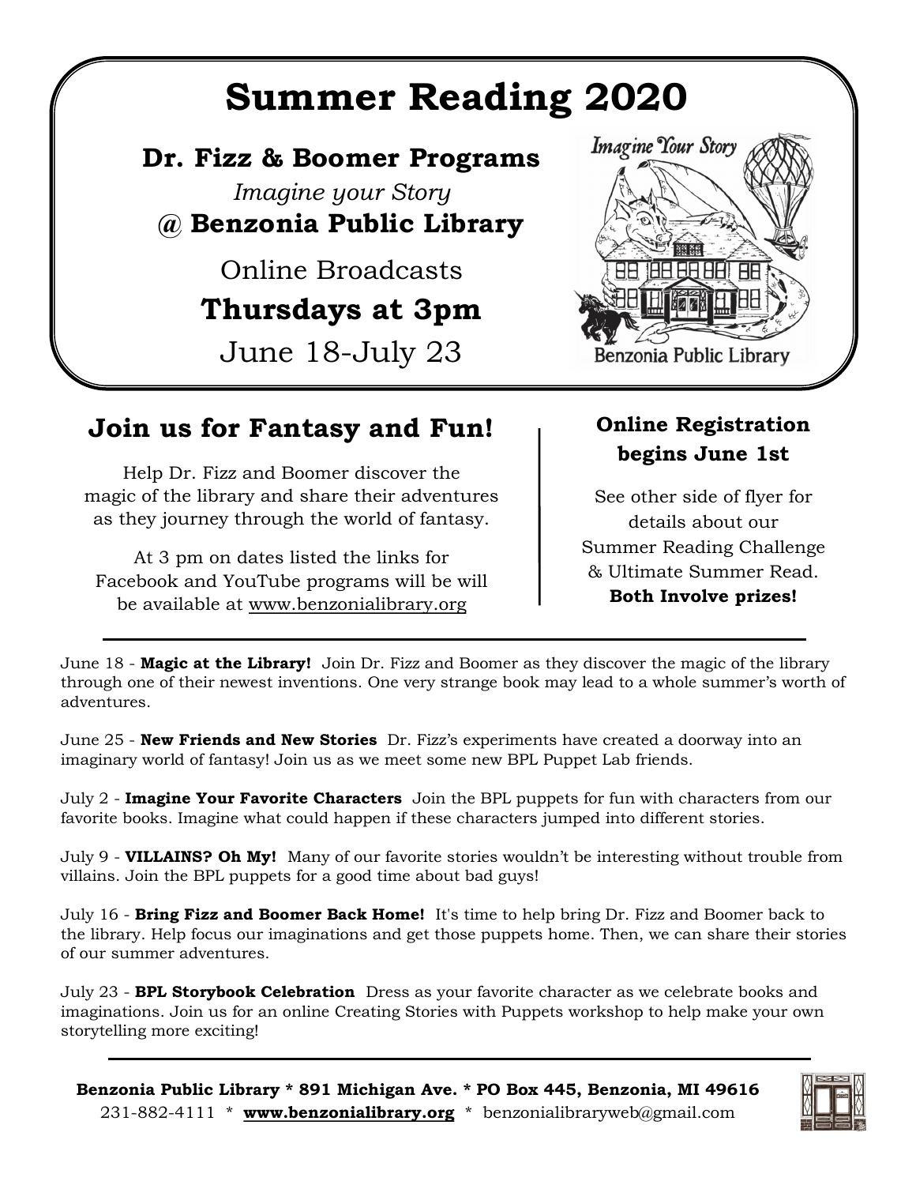# Summer Reading 2020

## Dr. Fizz & Boomer Programs

*Imagine your Story*

**@ Benzonia Public Library**

Online Broadcasts

**Thursdays at 3pm**

June 18-July 23

Imagine Your Story

Benzonia Public Library

## Join us for Fantasy and Fun!

Help Dr. Fizz and Boomer discover the magic of the library and share their adventures as they journey through the world of fantasy.

At 3 pm on dates listed the links for Facebook and YouTube programs will be will be available at www.benzonialibrary.org

### Online Registration begins June 1st

See other side of flyer for details about our Summer Reading Challenge & Ultimate Summer Read. **Both Involve prizes!**

---

June 18 - **Magic at the Library!** Join Dr. Fizz and Boomer as they discover the magic of the library through one of their newest inventions. One very strange book may lead to a whole summer's worth of adventures.

June 25 - **New Friends and New Stories** Dr. Fizz's experiments have created a doorway into an imaginary world of fantasy! Join us as we meet some new BPL Puppet Lab friends.

July 2 - **Imagine Your Favorite Characters** Join the BPL puppets for fun with characters from our favorite books. Imagine what could happen if these characters jumped into different stories.

July 9 - **VILLAINS? Oh My!** Many of our favorite stories wouldn't be interesting without trouble from villains. Join the BPL puppets for a good time about bad guys!

July 16 - **Bring Fizz and Boomer Back Home!** It's time to help bring Dr. Fizz and Boomer back to the library. Help focus our imaginations and get those puppets home. Then, we can share their stories of our summer adventures.

July 23 - **BPL Storybook Celebration** Dress as your favorite character as we celebrate books and imaginations. Join us for an online Creating Stories with Puppets workshop to help make your own storytelling more exciting!

---

**Benzonia Public Library * 891 Michigan Ave. * PO Box 445, Benzonia, MI 49616**

231-882-4111 * **www.benzonialibrary.org** * benzonialibraryweb@gmail.com